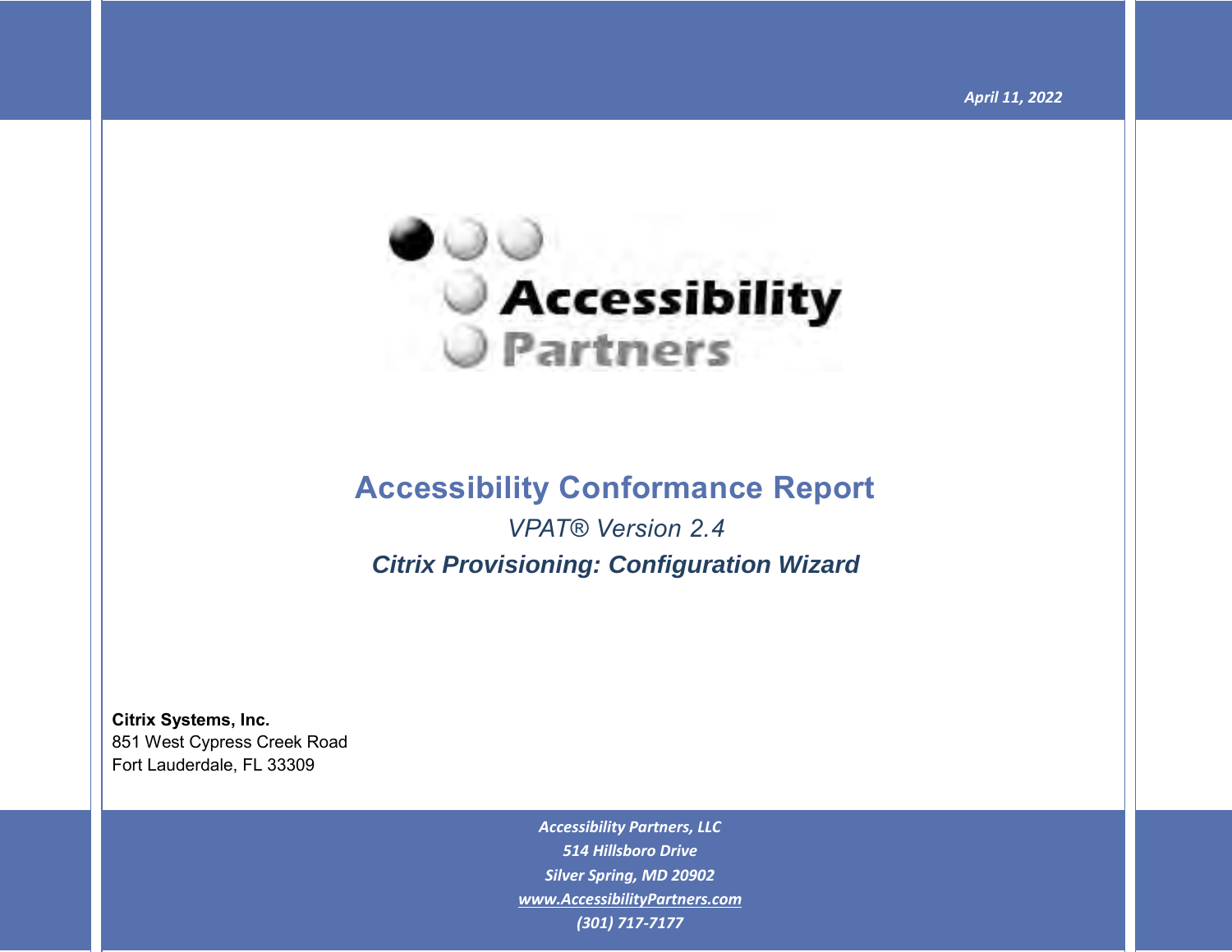April 11, 2022

Accessibility Partners

# Accessibility Conformance Report

*VPAT® Version 2.4*

***Citrix Provisioning: Configuration Wizard***

**Citrix Systems, Inc.**
851 West Cypress Creek Road
Fort Lauderdale, FL 33309

*Accessibility Partners, LLC*
*514 Hillsboro Drive*
*Silver Spring, MD 20902*
*www.AccessibilityPartners.com*
*(301) 717-7177*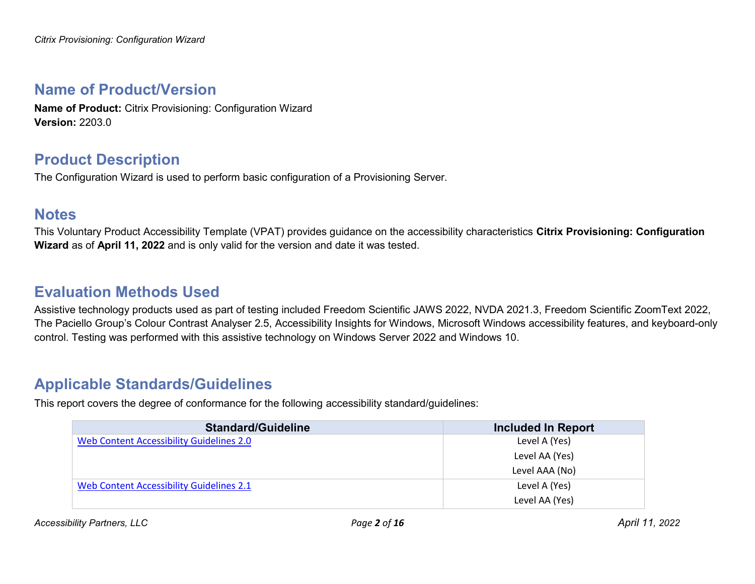## Name of Product/Version

**Name of Product:** Citrix Provisioning: Configuration Wizard
**Version:** 2203.0

## Product Description

The Configuration Wizard is used to perform basic configuration of a Provisioning Server.

## Notes

This Voluntary Product Accessibility Template (VPAT) provides guidance on the accessibility characteristics **Citrix Provisioning: Configuration Wizard** as of **April 11, 2022** and is only valid for the version and date it was tested.

## Evaluation Methods Used

Assistive technology products used as part of testing included Freedom Scientific JAWS 2022, NVDA 2021.3, Freedom Scientific ZoomText 2022, The Paciello Group's Colour Contrast Analyser 2.5, Accessibility Insights for Windows, Microsoft Windows accessibility features, and keyboard-only control. Testing was performed with this assistive technology on Windows Server 2022 and Windows 10.

## Applicable Standards/Guidelines

This report covers the degree of conformance for the following accessibility standard/guidelines:

| Standard/Guideline | Included In Report |
|---|---|
| Web Content Accessibility Guidelines 2.0 | Level A (Yes)<br>Level AA (Yes)<br>Level AAA (No) |
| Web Content Accessibility Guidelines 2.1 | Level A (Yes)<br>Level AA (Yes) |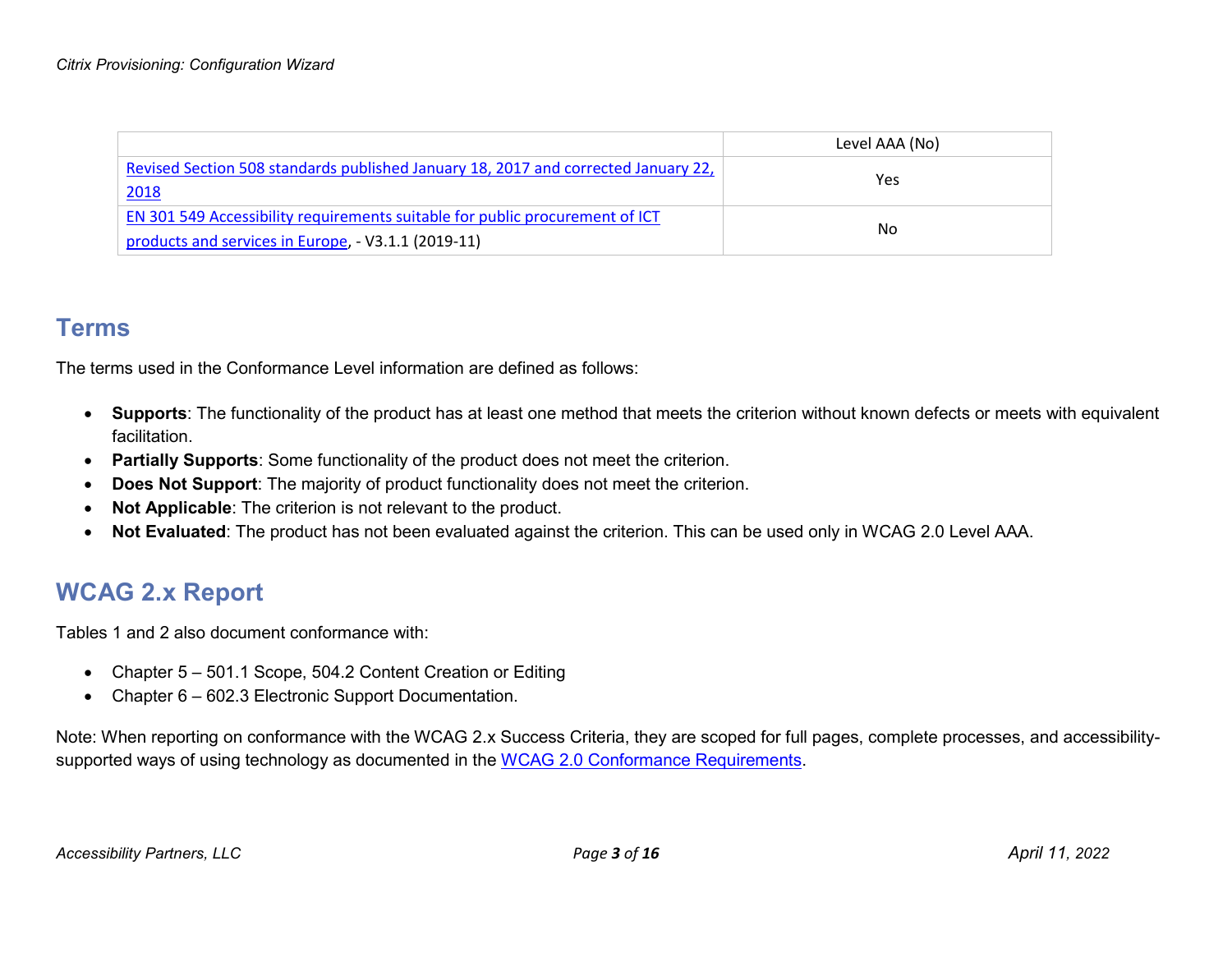| | Level AAA (No) |
|---|---|
| [Revised Section 508 standards published January 18, 2017 and corrected January 22, 2018]() | Yes |
| [EN 301 549 Accessibility requirements suitable for public procurement of ICT products and services in Europe](), - V3.1.1 (2019-11) | No |

## Terms

The terms used in the Conformance Level information are defined as follows:

- **Supports**: The functionality of the product has at least one method that meets the criterion without known defects or meets with equivalent facilitation.
- **Partially Supports**: Some functionality of the product does not meet the criterion.
- **Does Not Support**: The majority of product functionality does not meet the criterion.
- **Not Applicable**: The criterion is not relevant to the product.
- **Not Evaluated**: The product has not been evaluated against the criterion. This can be used only in WCAG 2.0 Level AAA.

## WCAG 2.x Report

Tables 1 and 2 also document conformance with:

- Chapter 5 – 501.1 Scope, 504.2 Content Creation or Editing
- Chapter 6 – 602.3 Electronic Support Documentation.

Note: When reporting on conformance with the WCAG 2.x Success Criteria, they are scoped for full pages, complete processes, and accessibility-supported ways of using technology as documented in the [WCAG 2.0 Conformance Requirements]().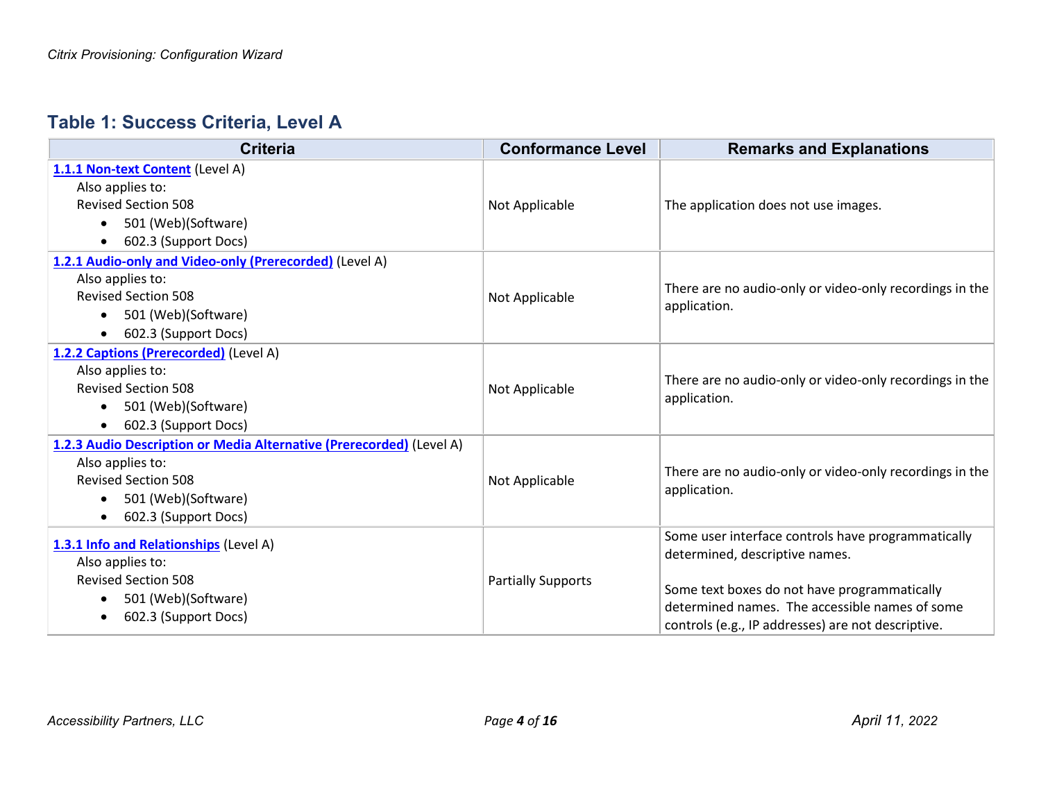## Table 1: Success Criteria, Level A

| Criteria | Conformance Level | Remarks and Explanations |
|---|---|---|
| **1.1.1 Non-text Content** (Level A)<br>Also applies to:<br>Revised Section 508<br>• 501 (Web)(Software)<br>• 602.3 (Support Docs) | Not Applicable | The application does not use images. |
| **1.2.1 Audio-only and Video-only (Prerecorded)** (Level A)<br>Also applies to:<br>Revised Section 508<br>• 501 (Web)(Software)<br>• 602.3 (Support Docs) | Not Applicable | There are no audio-only or video-only recordings in the application. |
| **1.2.2 Captions (Prerecorded)** (Level A)<br>Also applies to:<br>Revised Section 508<br>• 501 (Web)(Software)<br>• 602.3 (Support Docs) | Not Applicable | There are no audio-only or video-only recordings in the application. |
| **1.2.3 Audio Description or Media Alternative (Prerecorded)** (Level A)<br>Also applies to:<br>Revised Section 508<br>• 501 (Web)(Software)<br>• 602.3 (Support Docs) | Not Applicable | There are no audio-only or video-only recordings in the application. |
| **1.3.1 Info and Relationships** (Level A)<br>Also applies to:<br>Revised Section 508<br>• 501 (Web)(Software)<br>• 602.3 (Support Docs) | Partially Supports | Some user interface controls have programmatically determined, descriptive names.<br><br>Some text boxes do not have programmatically determined names. The accessible names of some controls (e.g., IP addresses) are not descriptive. |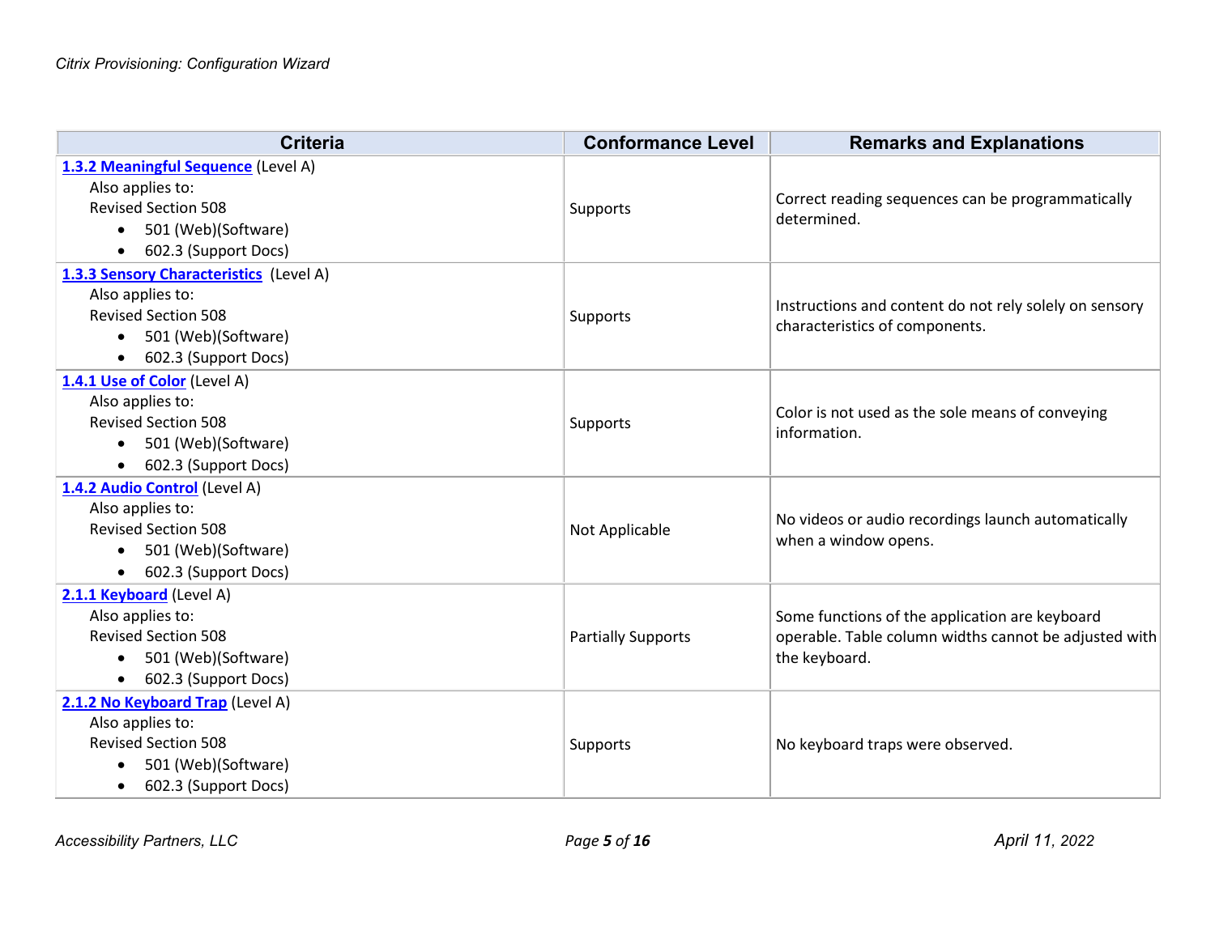| Criteria | Conformance Level | Remarks and Explanations |
| --- | --- | --- |
| **1.3.2 Meaningful Sequence** (Level A)<br>Also applies to:<br>Revised Section 508<br>• 501 (Web)(Software)<br>• 602.3 (Support Docs) | Supports | Correct reading sequences can be programmatically determined. |
| **1.3.3 Sensory Characteristics** (Level A)<br>Also applies to:<br>Revised Section 508<br>• 501 (Web)(Software)<br>• 602.3 (Support Docs) | Supports | Instructions and content do not rely solely on sensory characteristics of components. |
| **1.4.1 Use of Color** (Level A)<br>Also applies to:<br>Revised Section 508<br>• 501 (Web)(Software)<br>• 602.3 (Support Docs) | Supports | Color is not used as the sole means of conveying information. |
| **1.4.2 Audio Control** (Level A)<br>Also applies to:<br>Revised Section 508<br>• 501 (Web)(Software)<br>• 602.3 (Support Docs) | Not Applicable | No videos or audio recordings launch automatically when a window opens. |
| **2.1.1 Keyboard** (Level A)<br>Also applies to:<br>Revised Section 508<br>• 501 (Web)(Software)<br>• 602.3 (Support Docs) | Partially Supports | Some functions of the application are keyboard operable. Table column widths cannot be adjusted with the keyboard. |
| **2.1.2 No Keyboard Trap** (Level A)<br>Also applies to:<br>Revised Section 508<br>• 501 (Web)(Software)<br>• 602.3 (Support Docs) | Supports | No keyboard traps were observed. |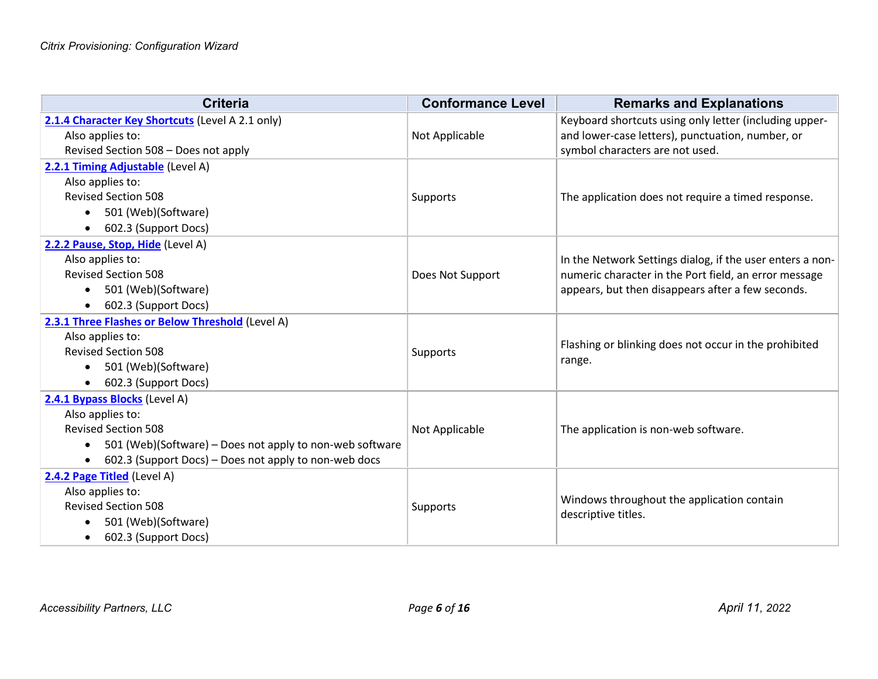| Criteria | Conformance Level | Remarks and Explanations |
| --- | --- | --- |
| **2.1.4 Character Key Shortcuts** (Level A 2.1 only)<br>Also applies to:<br>Revised Section 508 – Does not apply | Not Applicable | Keyboard shortcuts using only letter (including upper- and lower-case letters), punctuation, number, or symbol characters are not used. |
| **2.2.1 Timing Adjustable** (Level A)<br>Also applies to:<br>Revised Section 508<br>• 501 (Web)(Software)<br>• 602.3 (Support Docs) | Supports | The application does not require a timed response. |
| **2.2.2 Pause, Stop, Hide** (Level A)<br>Also applies to:<br>Revised Section 508<br>• 501 (Web)(Software)<br>• 602.3 (Support Docs) | Does Not Support | In the Network Settings dialog, if the user enters a non-numeric character in the Port field, an error message appears, but then disappears after a few seconds. |
| **2.3.1 Three Flashes or Below Threshold** (Level A)<br>Also applies to:<br>Revised Section 508<br>• 501 (Web)(Software)<br>• 602.3 (Support Docs) | Supports | Flashing or blinking does not occur in the prohibited range. |
| **2.4.1 Bypass Blocks** (Level A)<br>Also applies to:<br>Revised Section 508<br>• 501 (Web)(Software) – Does not apply to non-web software<br>• 602.3 (Support Docs) – Does not apply to non-web docs | Not Applicable | The application is non-web software. |
| **2.4.2 Page Titled** (Level A)<br>Also applies to:<br>Revised Section 508<br>• 501 (Web)(Software)<br>• 602.3 (Support Docs) | Supports | Windows throughout the application contain descriptive titles. |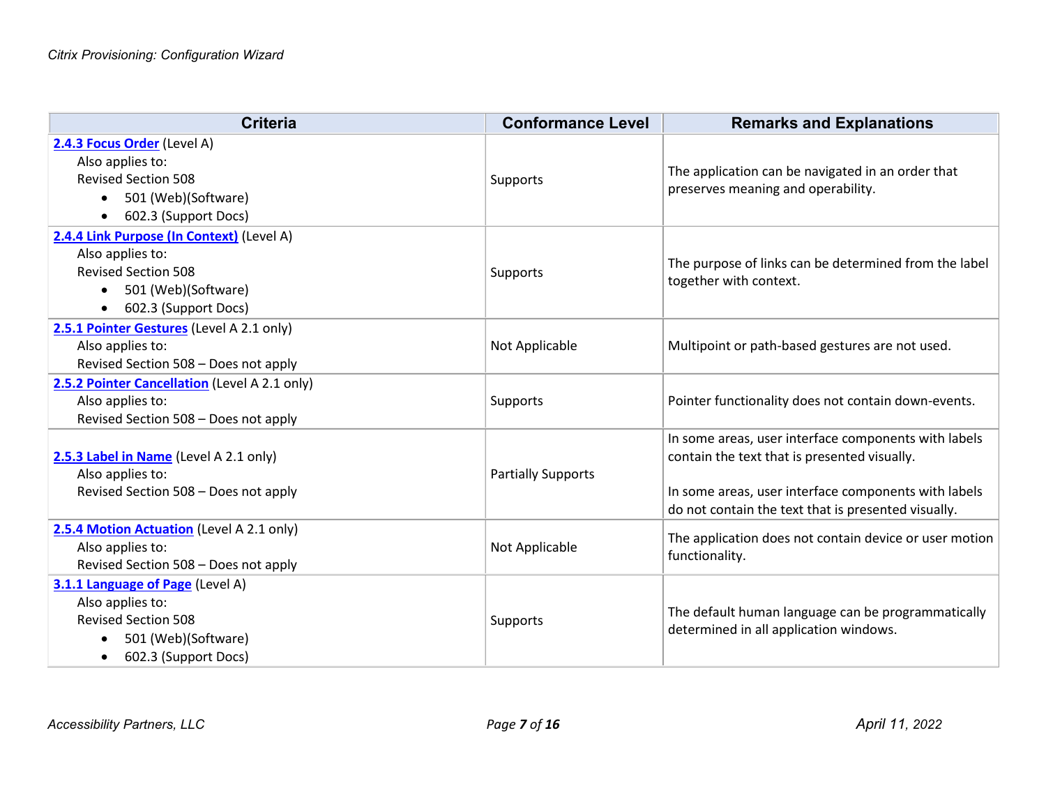| Criteria | Conformance Level | Remarks and Explanations |
|---|---|---|
| **2.4.3 Focus Order** (Level A)<br>Also applies to:<br>Revised Section 508<br>• 501 (Web)(Software)<br>• 602.3 (Support Docs) | Supports | The application can be navigated in an order that preserves meaning and operability. |
| **2.4.4 Link Purpose (In Context)** (Level A)<br>Also applies to:<br>Revised Section 508<br>• 501 (Web)(Software)<br>• 602.3 (Support Docs) | Supports | The purpose of links can be determined from the label together with context. |
| **2.5.1 Pointer Gestures** (Level A 2.1 only)<br>Also applies to:<br>Revised Section 508 – Does not apply | Not Applicable | Multipoint or path-based gestures are not used. |
| **2.5.2 Pointer Cancellation** (Level A 2.1 only)<br>Also applies to:<br>Revised Section 508 – Does not apply | Supports | Pointer functionality does not contain down-events. |
| **2.5.3 Label in Name** (Level A 2.1 only)<br>Also applies to:<br>Revised Section 508 – Does not apply | Partially Supports | In some areas, user interface components with labels contain the text that is presented visually.<br><br>In some areas, user interface components with labels do not contain the text that is presented visually. |
| **2.5.4 Motion Actuation** (Level A 2.1 only)<br>Also applies to:<br>Revised Section 508 – Does not apply | Not Applicable | The application does not contain device or user motion functionality. |
| **3.1.1 Language of Page** (Level A)<br>Also applies to:<br>Revised Section 508<br>• 501 (Web)(Software)<br>• 602.3 (Support Docs) | Supports | The default human language can be programmatically determined in all application windows. |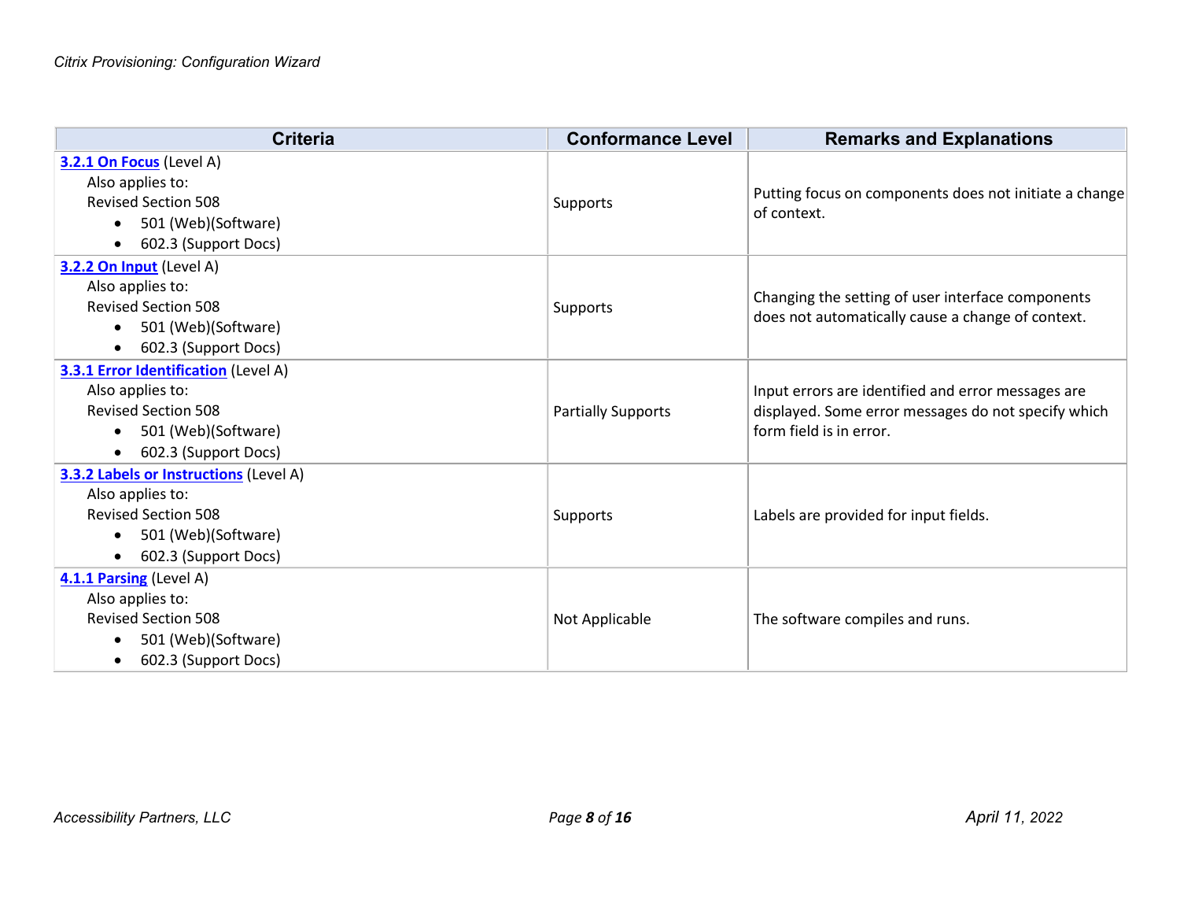| Criteria | Conformance Level | Remarks and Explanations |
| --- | --- | --- |
| **3.2.1 On Focus** (Level A)<br>Also applies to:<br>Revised Section 508<br>• 501 (Web)(Software)<br>• 602.3 (Support Docs) | Supports | Putting focus on components does not initiate a change of context. |
| **3.2.2 On Input** (Level A)<br>Also applies to:<br>Revised Section 508<br>• 501 (Web)(Software)<br>• 602.3 (Support Docs) | Supports | Changing the setting of user interface components does not automatically cause a change of context. |
| **3.3.1 Error Identification** (Level A)<br>Also applies to:<br>Revised Section 508<br>• 501 (Web)(Software)<br>• 602.3 (Support Docs) | Partially Supports | Input errors are identified and error messages are displayed. Some error messages do not specify which form field is in error. |
| **3.3.2 Labels or Instructions** (Level A)<br>Also applies to:<br>Revised Section 508<br>• 501 (Web)(Software)<br>• 602.3 (Support Docs) | Supports | Labels are provided for input fields. |
| **4.1.1 Parsing** (Level A)<br>Also applies to:<br>Revised Section 508<br>• 501 (Web)(Software)<br>• 602.3 (Support Docs) | Not Applicable | The software compiles and runs. |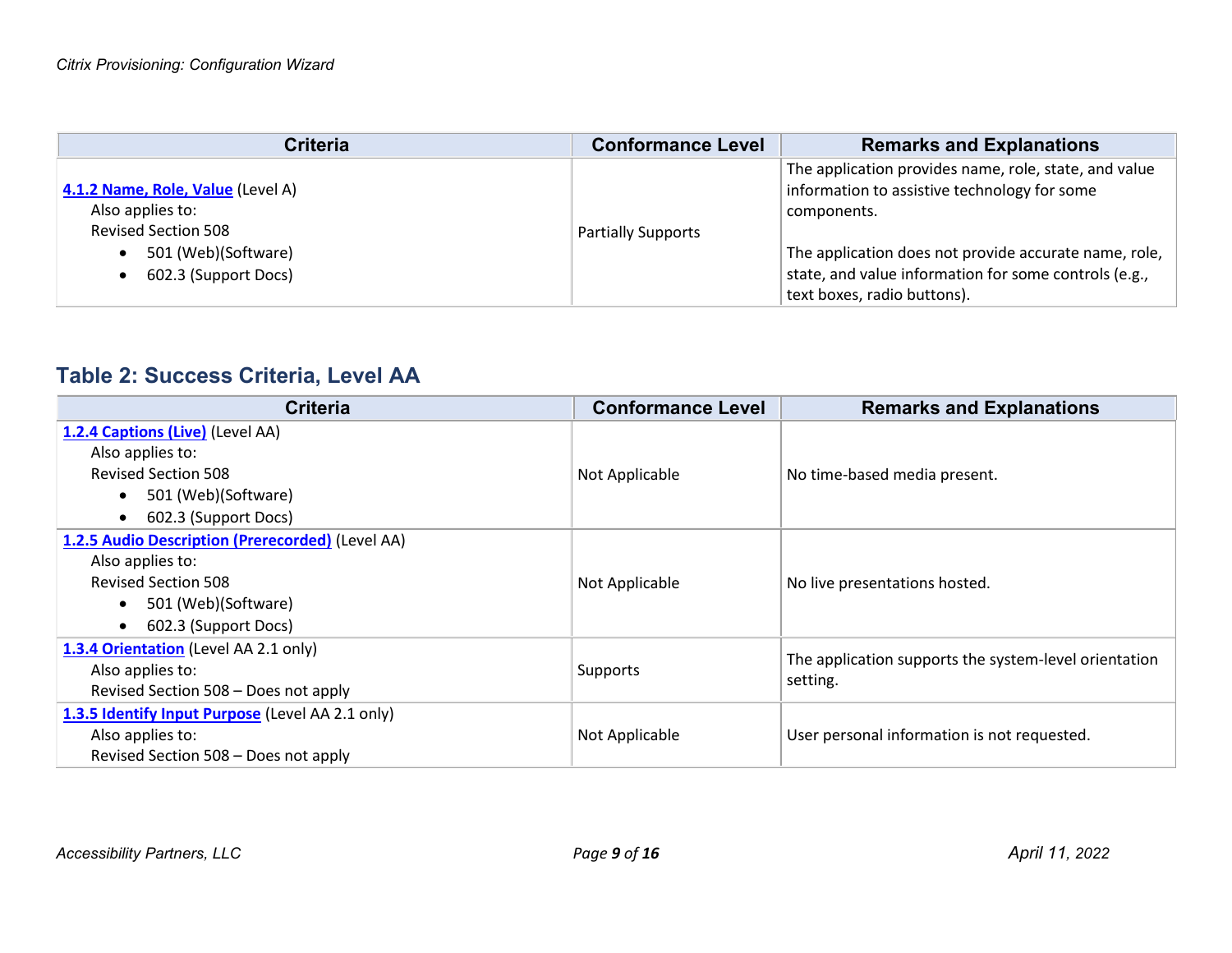| Criteria | Conformance Level | Remarks and Explanations |
|---|---|---|
| **4.1.2 Name, Role, Value** (Level A)<br>Also applies to:<br>Revised Section 508<br>• 501 (Web)(Software)<br>• 602.3 (Support Docs) | Partially Supports | The application provides name, role, state, and value information to assistive technology for some components.<br><br>The application does not provide accurate name, role, state, and value information for some controls (e.g., text boxes, radio buttons). |

## Table 2: Success Criteria, Level AA

| Criteria | Conformance Level | Remarks and Explanations |
|---|---|---|
| **1.2.4 Captions (Live)** (Level AA)<br>Also applies to:<br>Revised Section 508<br>• 501 (Web)(Software)<br>• 602.3 (Support Docs) | Not Applicable | No time-based media present. |
| **1.2.5 Audio Description (Prerecorded)** (Level AA)<br>Also applies to:<br>Revised Section 508<br>• 501 (Web)(Software)<br>• 602.3 (Support Docs) | Not Applicable | No live presentations hosted. |
| **1.3.4 Orientation** (Level AA 2.1 only)<br>Also applies to:<br>Revised Section 508 – Does not apply | Supports | The application supports the system-level orientation setting. |
| **1.3.5 Identify Input Purpose** (Level AA 2.1 only)<br>Also applies to:<br>Revised Section 508 – Does not apply | Not Applicable | User personal information is not requested. |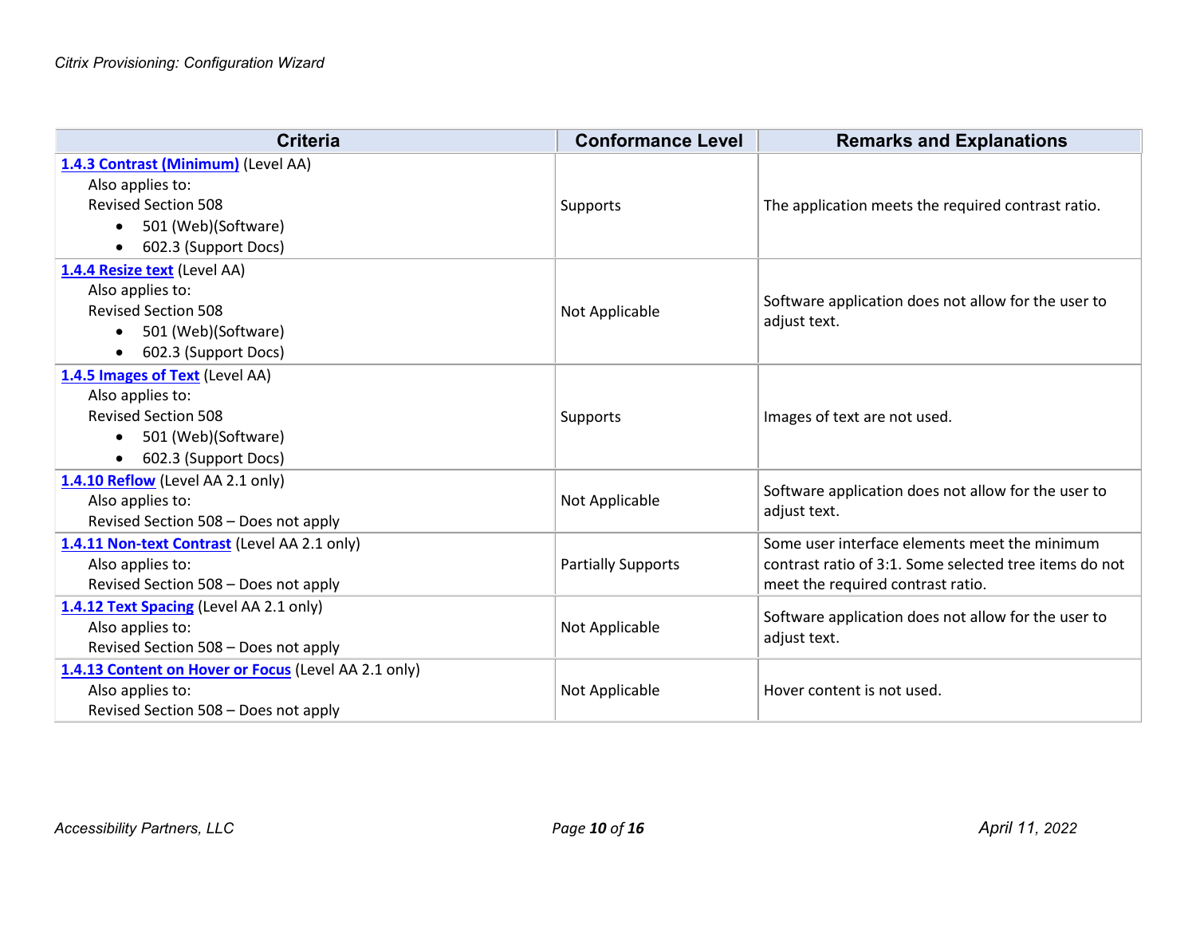| Criteria | Conformance Level | Remarks and Explanations |
| --- | --- | --- |
| **1.4.3 Contrast (Minimum)** (Level AA)<br>Also applies to:<br>Revised Section 508<br>• 501 (Web)(Software)<br>• 602.3 (Support Docs) | Supports | The application meets the required contrast ratio. |
| **1.4.4 Resize text** (Level AA)<br>Also applies to:<br>Revised Section 508<br>• 501 (Web)(Software)<br>• 602.3 (Support Docs) | Not Applicable | Software application does not allow for the user to adjust text. |
| **1.4.5 Images of Text** (Level AA)<br>Also applies to:<br>Revised Section 508<br>• 501 (Web)(Software)<br>• 602.3 (Support Docs) | Supports | Images of text are not used. |
| **1.4.10 Reflow** (Level AA 2.1 only)<br>Also applies to:<br>Revised Section 508 – Does not apply | Not Applicable | Software application does not allow for the user to adjust text. |
| **1.4.11 Non-text Contrast** (Level AA 2.1 only)<br>Also applies to:<br>Revised Section 508 – Does not apply | Partially Supports | Some user interface elements meet the minimum contrast ratio of 3:1. Some selected tree items do not meet the required contrast ratio. |
| **1.4.12 Text Spacing** (Level AA 2.1 only)<br>Also applies to:<br>Revised Section 508 – Does not apply | Not Applicable | Software application does not allow for the user to adjust text. |
| **1.4.13 Content on Hover or Focus** (Level AA 2.1 only)<br>Also applies to:<br>Revised Section 508 – Does not apply | Not Applicable | Hover content is not used. |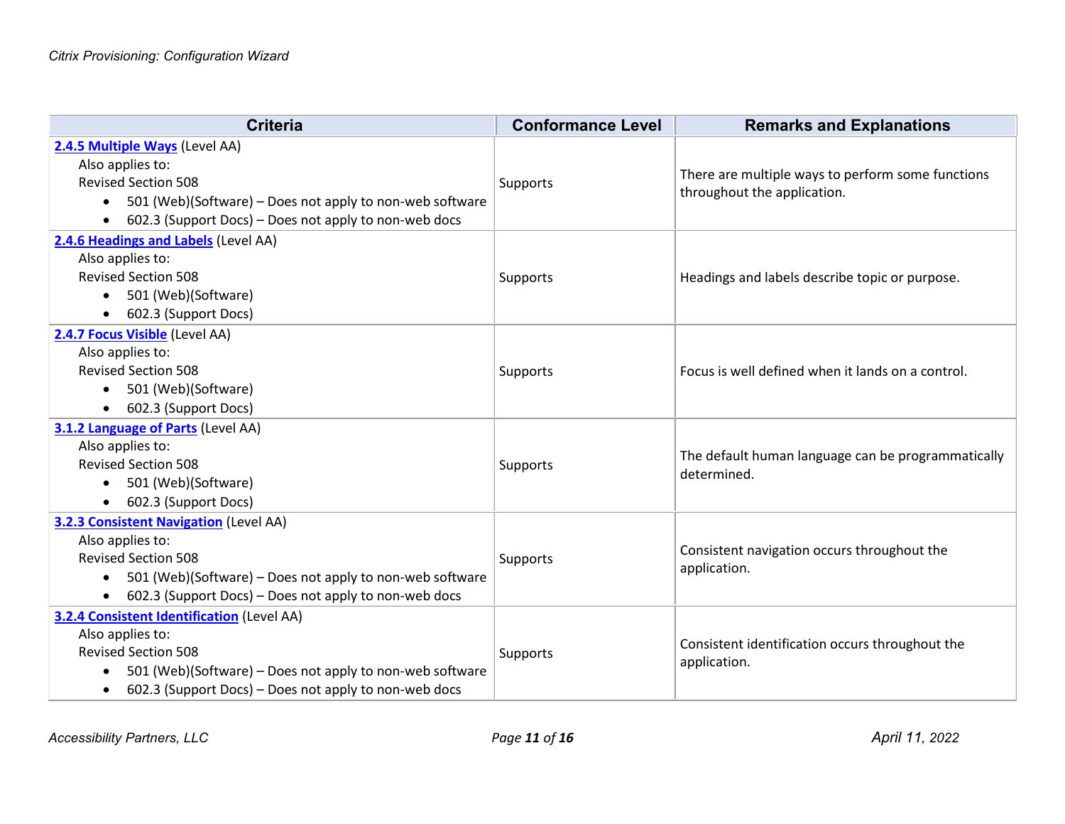| Criteria | Conformance Level | Remarks and Explanations |
|---|---|---|
| **2.4.5 Multiple Ways** (Level AA)<br>Also applies to:<br>Revised Section 508<br>• 501 (Web)(Software) – Does not apply to non-web software<br>• 602.3 (Support Docs) – Does not apply to non-web docs | Supports | There are multiple ways to perform some functions throughout the application. |
| **2.4.6 Headings and Labels** (Level AA)<br>Also applies to:<br>Revised Section 508<br>• 501 (Web)(Software)<br>• 602.3 (Support Docs) | Supports | Headings and labels describe topic or purpose. |
| **2.4.7 Focus Visible** (Level AA)<br>Also applies to:<br>Revised Section 508<br>• 501 (Web)(Software)<br>• 602.3 (Support Docs) | Supports | Focus is well defined when it lands on a control. |
| **3.1.2 Language of Parts** (Level AA)<br>Also applies to:<br>Revised Section 508<br>• 501 (Web)(Software)<br>• 602.3 (Support Docs) | Supports | The default human language can be programmatically determined. |
| **3.2.3 Consistent Navigation** (Level AA)<br>Also applies to:<br>Revised Section 508<br>• 501 (Web)(Software) – Does not apply to non-web software<br>• 602.3 (Support Docs) – Does not apply to non-web docs | Supports | Consistent navigation occurs throughout the application. |
| **3.2.4 Consistent Identification** (Level AA)<br>Also applies to:<br>Revised Section 508<br>• 501 (Web)(Software) – Does not apply to non-web software<br>• 602.3 (Support Docs) – Does not apply to non-web docs | Supports | Consistent identification occurs throughout the application. |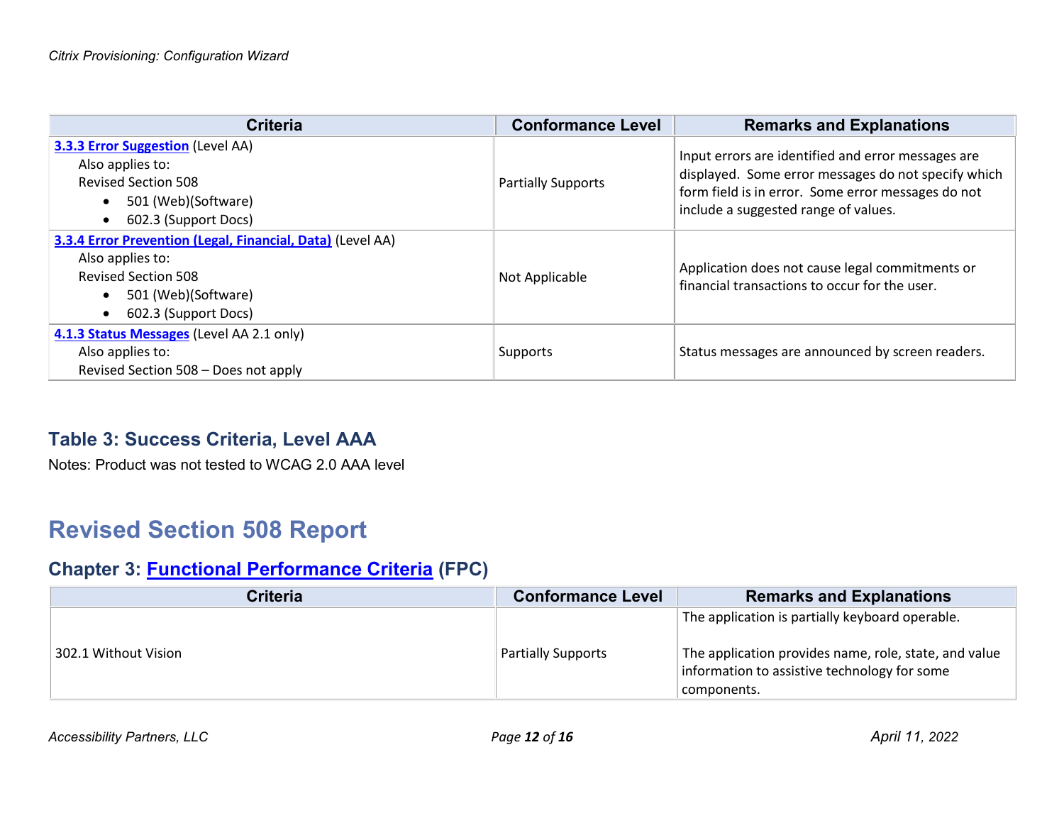| Criteria | Conformance Level | Remarks and Explanations |
|---|---|---|
| **3.3.3 Error Suggestion** (Level AA)<br>Also applies to:<br>Revised Section 508<br>• 501 (Web)(Software)<br>• 602.3 (Support Docs) | Partially Supports | Input errors are identified and error messages are displayed. Some error messages do not specify which form field is in error. Some error messages do not include a suggested range of values. |
| **3.3.4 Error Prevention (Legal, Financial, Data)** (Level AA)<br>Also applies to:<br>Revised Section 508<br>• 501 (Web)(Software)<br>• 602.3 (Support Docs) | Not Applicable | Application does not cause legal commitments or financial transactions to occur for the user. |
| **4.1.3 Status Messages** (Level AA 2.1 only)<br>Also applies to:<br>Revised Section 508 – Does not apply | Supports | Status messages are announced by screen readers. |

### Table 3: Success Criteria, Level AAA

Notes: Product was not tested to WCAG 2.0 AAA level

## Revised Section 508 Report

### Chapter 3: Functional Performance Criteria (FPC)

| Criteria | Conformance Level | Remarks and Explanations |
|---|---|---|
| 302.1 Without Vision | Partially Supports | The application is partially keyboard operable.<br><br>The application provides name, role, state, and value information to assistive technology for some components. |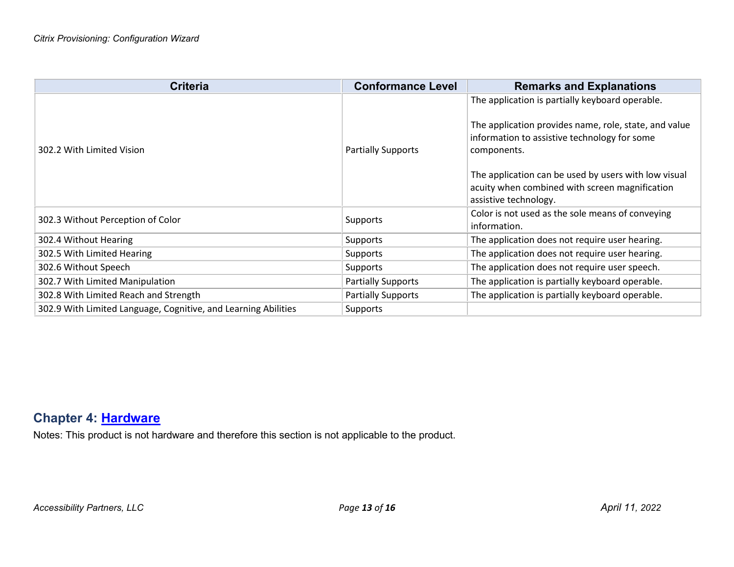| Criteria | Conformance Level | Remarks and Explanations |
| --- | --- | --- |
| 302.2 With Limited Vision | Partially Supports | The application is partially keyboard operable.<br><br>The application provides name, role, state, and value information to assistive technology for some components.<br><br>The application can be used by users with low visual acuity when combined with screen magnification assistive technology. |
| 302.3 Without Perception of Color | Supports | Color is not used as the sole means of conveying information. |
| 302.4 Without Hearing | Supports | The application does not require user hearing. |
| 302.5 With Limited Hearing | Supports | The application does not require user hearing. |
| 302.6 Without Speech | Supports | The application does not require user speech. |
| 302.7 With Limited Manipulation | Partially Supports | The application is partially keyboard operable. |
| 302.8 With Limited Reach and Strength | Partially Supports | The application is partially keyboard operable. |
| 302.9 With Limited Language, Cognitive, and Learning Abilities | Supports | |

## Chapter 4: Hardware

Notes: This product is not hardware and therefore this section is not applicable to the product.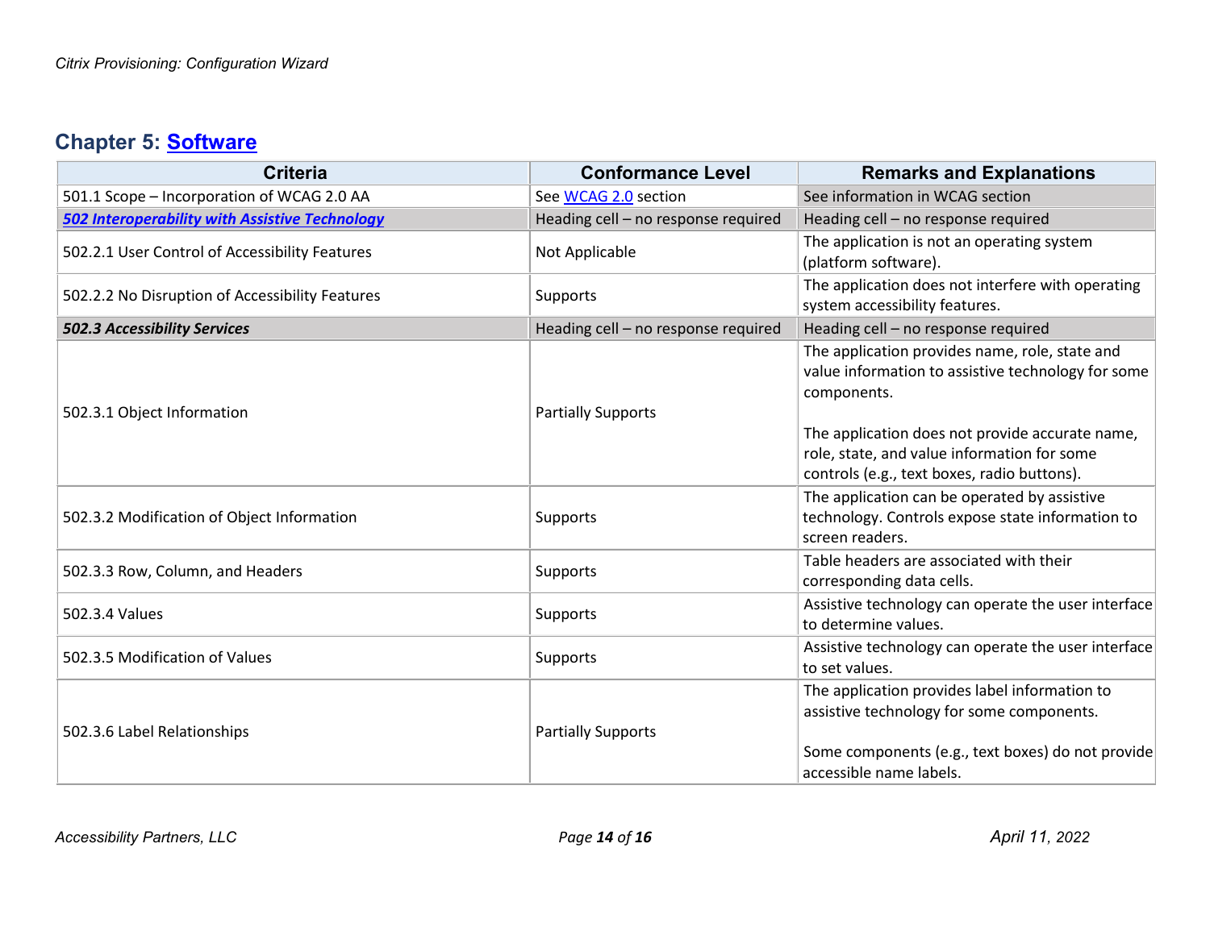## Chapter 5: [Software](#)

| Criteria | Conformance Level | Remarks and Explanations |
|---|---|---|
| 501.1 Scope – Incorporation of WCAG 2.0 AA | See [WCAG 2.0](#) section | See information in WCAG section |
| ***[502 Interoperability with Assistive Technology](#)*** | Heading cell – no response required | Heading cell – no response required |
| 502.2.1 User Control of Accessibility Features | Not Applicable | The application is not an operating system (platform software). |
| 502.2.2 No Disruption of Accessibility Features | Supports | The application does not interfere with operating system accessibility features. |
| ***502.3 Accessibility Services*** | Heading cell – no response required | Heading cell – no response required |
| 502.3.1 Object Information | Partially Supports | The application provides name, role, state and value information to assistive technology for some components.<br><br>The application does not provide accurate name, role, state, and value information for some controls (e.g., text boxes, radio buttons). |
| 502.3.2 Modification of Object Information | Supports | The application can be operated by assistive technology. Controls expose state information to screen readers. |
| 502.3.3 Row, Column, and Headers | Supports | Table headers are associated with their corresponding data cells. |
| 502.3.4 Values | Supports | Assistive technology can operate the user interface to determine values. |
| 502.3.5 Modification of Values | Supports | Assistive technology can operate the user interface to set values. |
| 502.3.6 Label Relationships | Partially Supports | The application provides label information to assistive technology for some components.<br><br>Some components (e.g., text boxes) do not provide accessible name labels. |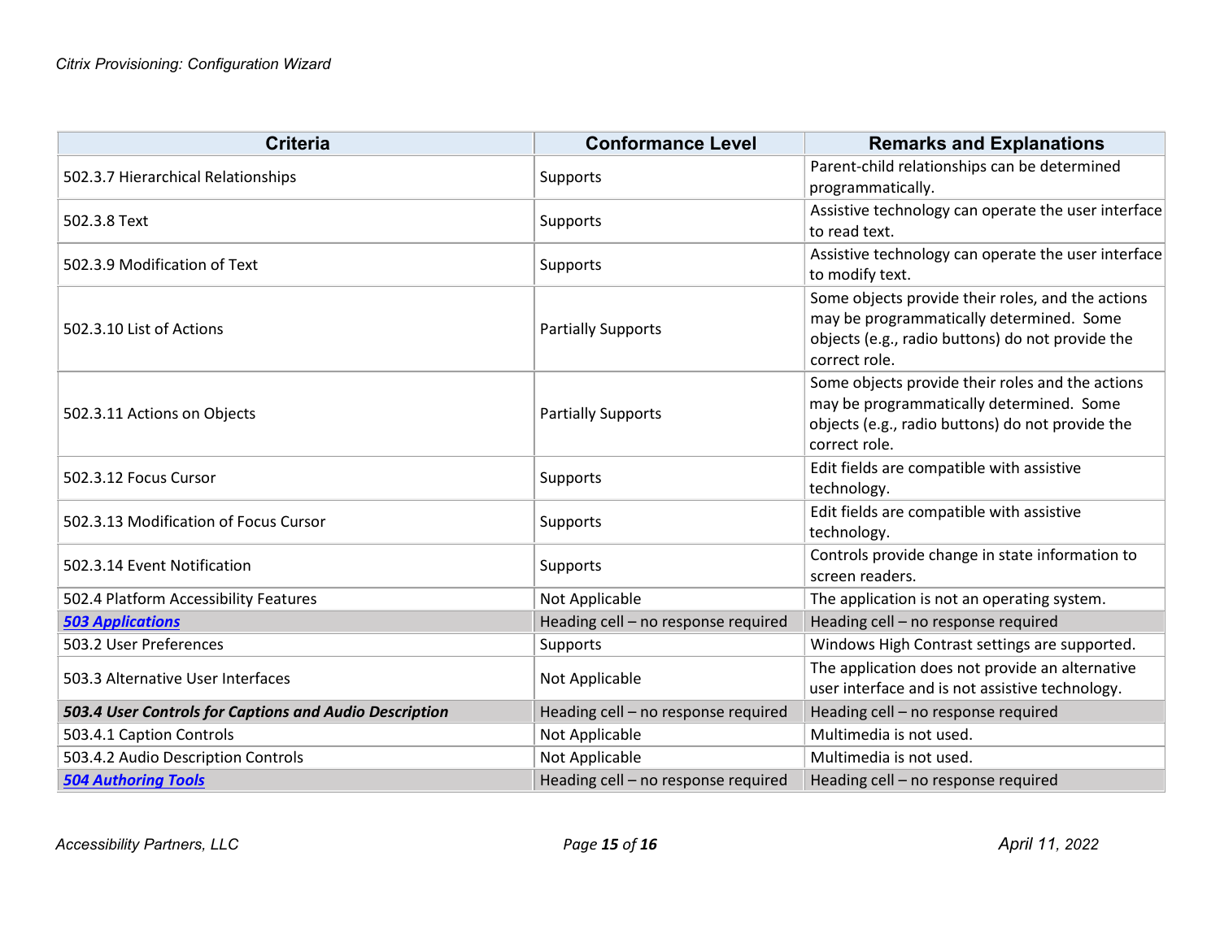| Criteria | Conformance Level | Remarks and Explanations |
| --- | --- | --- |
| 502.3.7 Hierarchical Relationships | Supports | Parent-child relationships can be determined programmatically. |
| 502.3.8 Text | Supports | Assistive technology can operate the user interface to read text. |
| 502.3.9 Modification of Text | Supports | Assistive technology can operate the user interface to modify text. |
| 502.3.10 List of Actions | Partially Supports | Some objects provide their roles, and the actions may be programmatically determined. Some objects (e.g., radio buttons) do not provide the correct role. |
| 502.3.11 Actions on Objects | Partially Supports | Some objects provide their roles and the actions may be programmatically determined. Some objects (e.g., radio buttons) do not provide the correct role. |
| 502.3.12 Focus Cursor | Supports | Edit fields are compatible with assistive technology. |
| 502.3.13 Modification of Focus Cursor | Supports | Edit fields are compatible with assistive technology. |
| 502.4 Platform Accessibility Features | Not Applicable | The application is not an operating system. |
| 502.3.14 Event Notification | Supports | Controls provide change in state information to screen readers. |
| ***503 Applications*** | Heading cell – no response required | Heading cell – no response required |
| 503.2 User Preferences | Supports | Windows High Contrast settings are supported. |
| 503.3 Alternative User Interfaces | Not Applicable | The application does not provide an alternative user interface and is not assistive technology. |
| ***503.4 User Controls for Captions and Audio Description*** | Heading cell – no response required | Heading cell – no response required |
| 503.4.1 Caption Controls | Not Applicable | Multimedia is not used. |
| 503.4.2 Audio Description Controls | Not Applicable | Multimedia is not used. |
| ***504 Authoring Tools*** | Heading cell – no response required | Heading cell – no response required |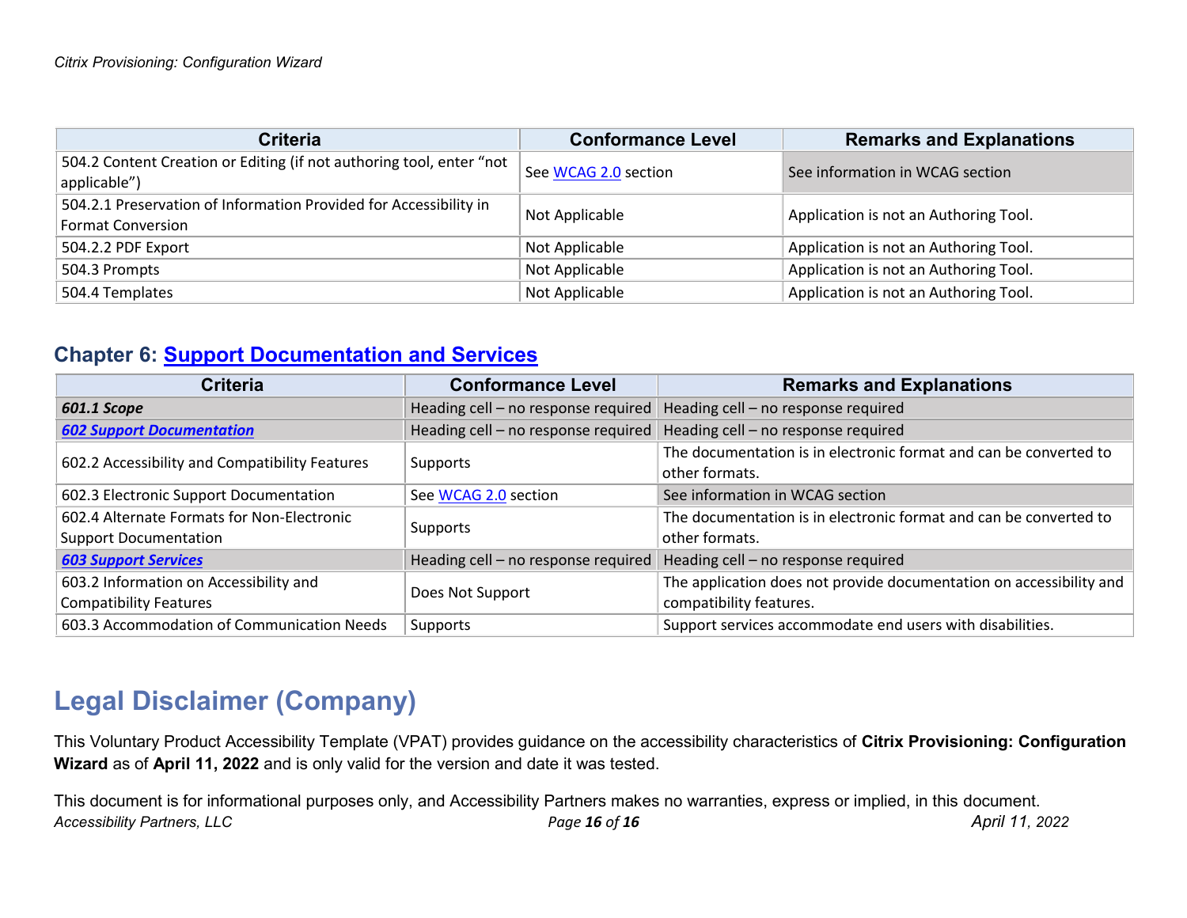| Criteria | Conformance Level | Remarks and Explanations |
|---|---|---|
| 504.2 Content Creation or Editing (if not authoring tool, enter “not applicable”) | See WCAG 2.0 section | See information in WCAG section |
| 504.2.1 Preservation of Information Provided for Accessibility in Format Conversion | Not Applicable | Application is not an Authoring Tool. |
| 504.2.2 PDF Export | Not Applicable | Application is not an Authoring Tool. |
| 504.3 Prompts | Not Applicable | Application is not an Authoring Tool. |
| 504.4 Templates | Not Applicable | Application is not an Authoring Tool. |

### Chapter 6: Support Documentation and Services

| Criteria | Conformance Level | Remarks and Explanations |
|---|---|---|
| ***601.1 Scope*** | Heading cell – no response required | Heading cell – no response required |
| ***602 Support Documentation*** | Heading cell – no response required | Heading cell – no response required |
| 602.2 Accessibility and Compatibility Features | Supports | The documentation is in electronic format and can be converted to other formats. |
| 602.3 Electronic Support Documentation | See WCAG 2.0 section | See information in WCAG section |
| 602.4 Alternate Formats for Non-Electronic Support Documentation | Supports | The documentation is in electronic format and can be converted to other formats. |
| ***603 Support Services*** | Heading cell – no response required | Heading cell – no response required |
| 603.2 Information on Accessibility and Compatibility Features | Does Not Support | The application does not provide documentation on accessibility and compatibility features. |
| 603.3 Accommodation of Communication Needs | Supports | Support services accommodate end users with disabilities. |

## Legal Disclaimer (Company)

This Voluntary Product Accessibility Template (VPAT) provides guidance on the accessibility characteristics of **Citrix Provisioning: Configuration Wizard** as of **April 11, 2022** and is only valid for the version and date it was tested.

This document is for informational purposes only, and Accessibility Partners makes no warranties, express or implied, in this document.